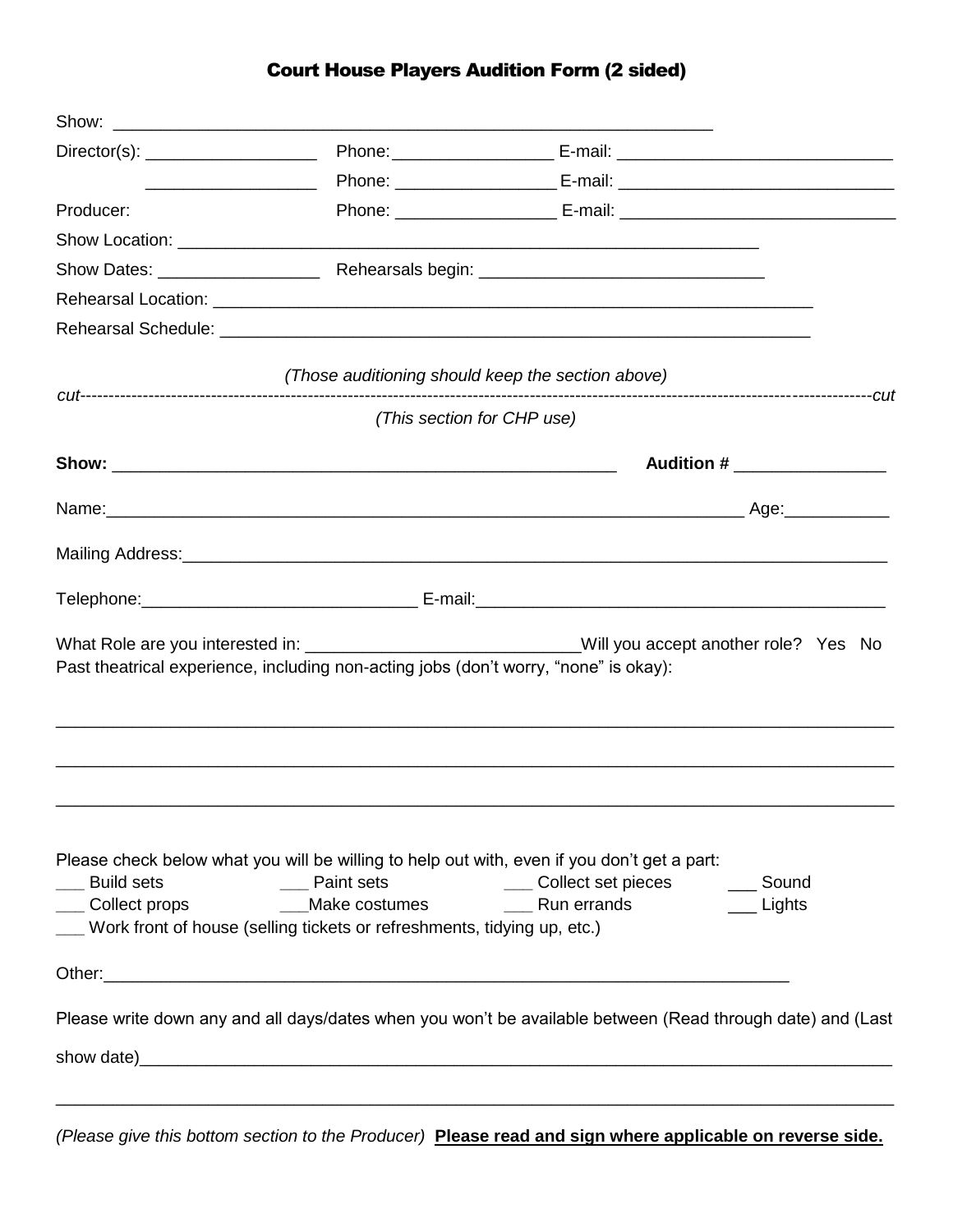# Court House Players Audition Form (2 sided)

Show: ________________________________________________________________

Director(s): __________________ Phone: ________________ E-mail: ____________________________

__________________ Phone: ________________ E-mail: ____________________________

Producer: Phone: ________________ E-mail: ____________________________

Show Location: ______________________________________________________________

Show Dates: _________________ Rehearsals begin: ______________________________

Rehearsal Location: __________________________________________________________________

Rehearsal Schedule: __________________________________________________________________

*(Those auditioning should keep the section above)*

*cut*------------------------------------------------------------------------------------------------------------------------*cut*

*(This section for CHP use)*

**Show:** ______________________________________________________ **Audition #** ________________

Name:____________________________________________________________________ Age:___________

Mailing Address:__________________________________________________________________________

Telephone:_____________________________ E-mail:___________________________________________

What Role are you interested in: _____________________________Will you accept another role? Yes No

Past theatrical experience, including non-acting jobs (don't worry, "none" is okay):

_____________________________________________________________________________________

_____________________________________________________________________________________

_____________________________________________________________________________________

Please check below what you will be willing to help out with, even if you don't get a part:

___ Build sets ___ Paint sets ___ Collect set pieces ___ Sound

___ Collect props ___Make costumes ___ Run errands ___ Lights

___ Work front of house (selling tickets or refreshments, tidying up, etc.)

Other:___________________________________________________________________________

Please write down any and all days/dates when you won't be available between (Read through date) and (Last show date)_____________________________________________________________________________

_____________________________________________________________________________________

*(Please give this bottom section to the Producer)* **Please read and sign where applicable on reverse side.**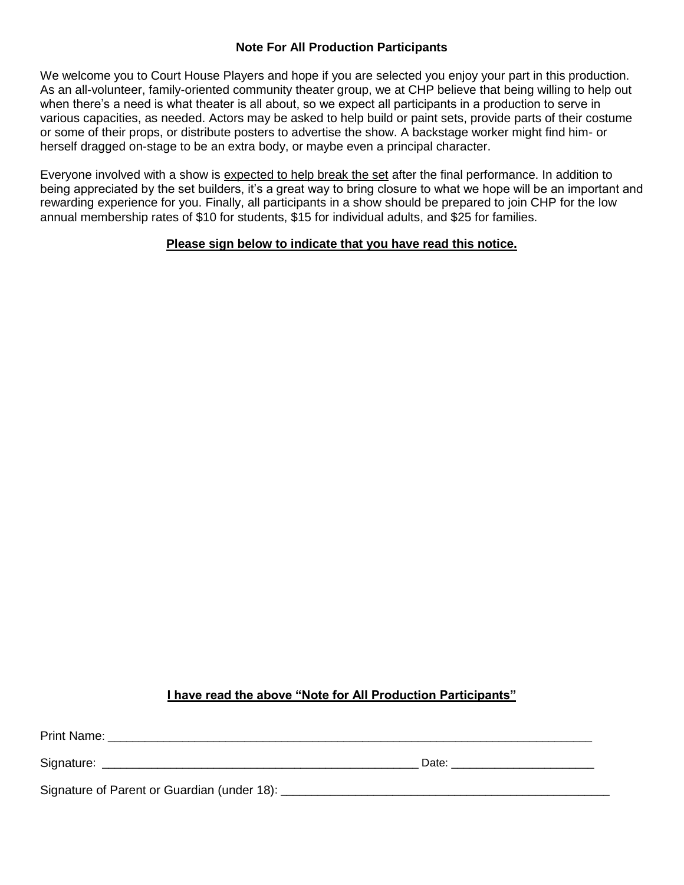## Note For All Production Participants

We welcome you to Court House Players and hope if you are selected you enjoy your part in this production. As an all-volunteer, family-oriented community theater group, we at CHP believe that being willing to help out when there's a need is what theater is all about, so we expect all participants in a production to serve in various capacities, as needed. Actors may be asked to help build or paint sets, provide parts of their costume or some of their props, or distribute posters to advertise the show. A backstage worker might find him- or herself dragged on-stage to be an extra body, or maybe even a principal character.

Everyone involved with a show is <u>expected to help break the set</u> after the final performance. In addition to being appreciated by the set builders, it's a great way to bring closure to what we hope will be an important and rewarding experience for you. Finally, all participants in a show should be prepared to join CHP for the low annual membership rates of $10 for students, $15 for individual adults, and $25 for families.

**<u>Please sign below to indicate that you have read this notice.</u>**

**<u>I have read the above "Note for All Production Participants"</u>**

Print Name: ___________________________________________________________________________

Signature: ________________________________________________ Date: _____________________

Signature of Parent or Guardian (under 18): ___________________________________________________